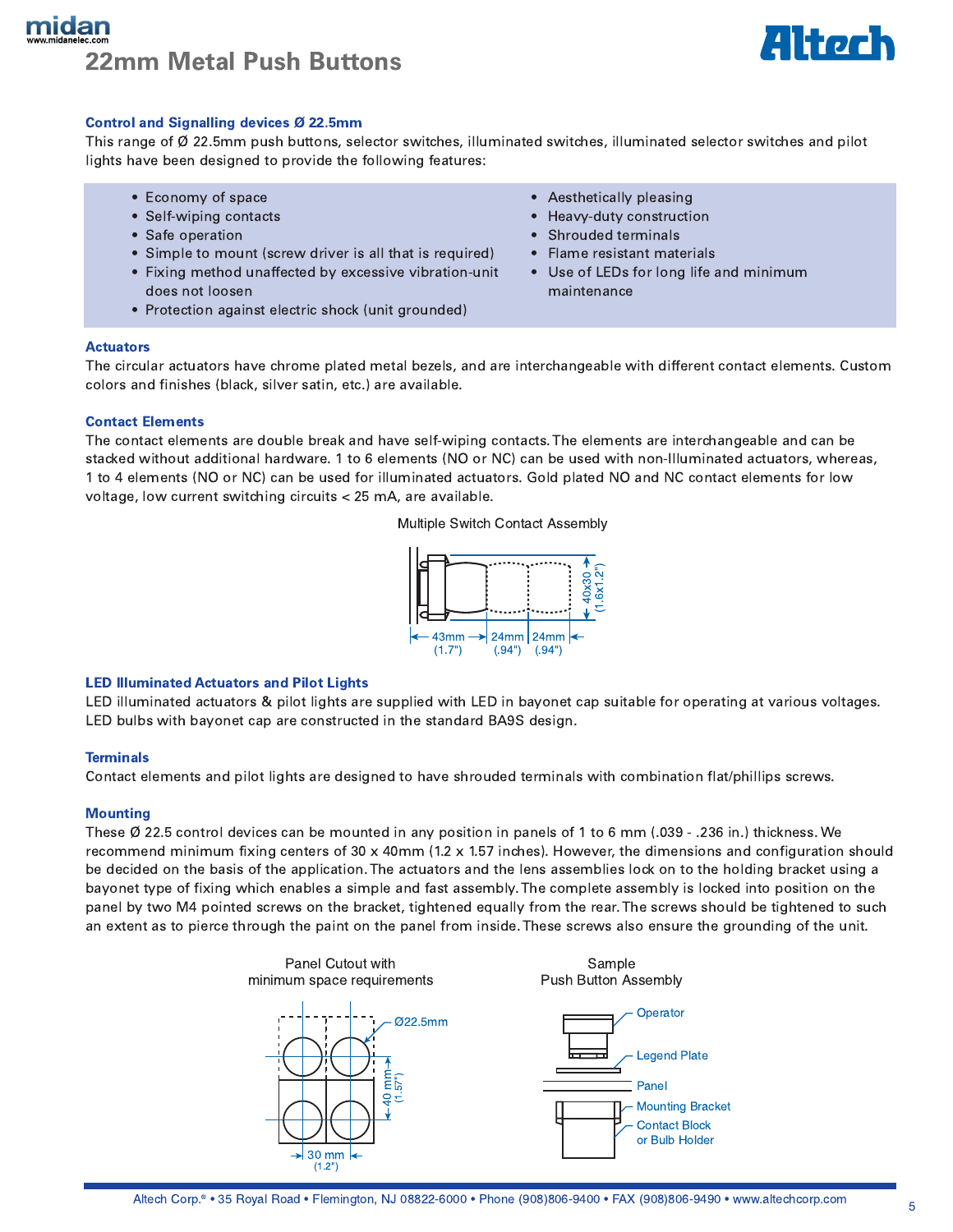# 22mm Metal Push Buttons

### Control and Signalling devices Ø 22.5mm

This range of Ø 22.5mm push buttons, selector switches, illuminated switches, illuminated selector switches and pilot lights have been designed to provide the following features:

- Economy of space
- Self-wiping contacts
- Safe operation
- Simple to mount (screw driver is all that is required)
- Fixing method unaffected by excessive vibration-unit does not loosen
- Protection against electric shock (unit grounded)
- Aesthetically pleasing
- Heavy-duty construction
- Shrouded terminals
- Flame resistant materials
- Use of LEDs for long life and minimum maintenance

### Actuators

The circular actuators have chrome plated metal bezels, and are interchangeable with different contact elements. Custom colors and finishes (black, silver satin, etc.) are available.

### Contact Elements

The contact elements are double break and have self-wiping contacts. The elements are interchangeable and can be stacked without additional hardware. 1 to 6 elements (NO or NC) can be used with non-Illuminated actuators, whereas, 1 to 4 elements (NO or NC) can be used for illuminated actuators. Gold plated NO and NC contact elements for low voltage, low current switching circuits < 25 mA, are available.

Multiple Switch Contact Assembly

40x30 (1.6x1.2")
43mm (1.7") | 24mm (.94") | 24mm (.94")

### LED Illuminated Actuators and Pilot Lights

LED illuminated actuators & pilot lights are supplied with LED in bayonet cap suitable for operating at various voltages. LED bulbs with bayonet cap are constructed in the standard BA9S design.

### Terminals

Contact elements and pilot lights are designed to have shrouded terminals with combination flat/phillips screws.

### Mounting

These Ø 22.5 control devices can be mounted in any position in panels of 1 to 6 mm (.039 - .236 in.) thickness. We recommend minimum fixing centers of 30 x 40mm (1.2 x 1.57 inches). However, the dimensions and configuration should be decided on the basis of the application. The actuators and the lens assemblies lock on to the holding bracket using a bayonet type of fixing which enables a simple and fast assembly. The complete assembly is locked into position on the panel by two M4 pointed screws on the bracket, tightened equally from the rear. The screws should be tightened to such an extent as to pierce through the paint on the panel from inside. These screws also ensure the grounding of the unit.

Panel Cutout with minimum space requirements

Ø22.5mm
40 mm (1.57")
30 mm (1.2")

Sample Push Button Assembly

Operator
Legend Plate
Panel
Mounting Bracket
Contact Block or Bulb Holder

Altech Corp.® • 35 Royal Road • Flemington, NJ 08822-6000 • Phone (908)806-9400 • FAX (908)806-9490 • www.altechcorp.com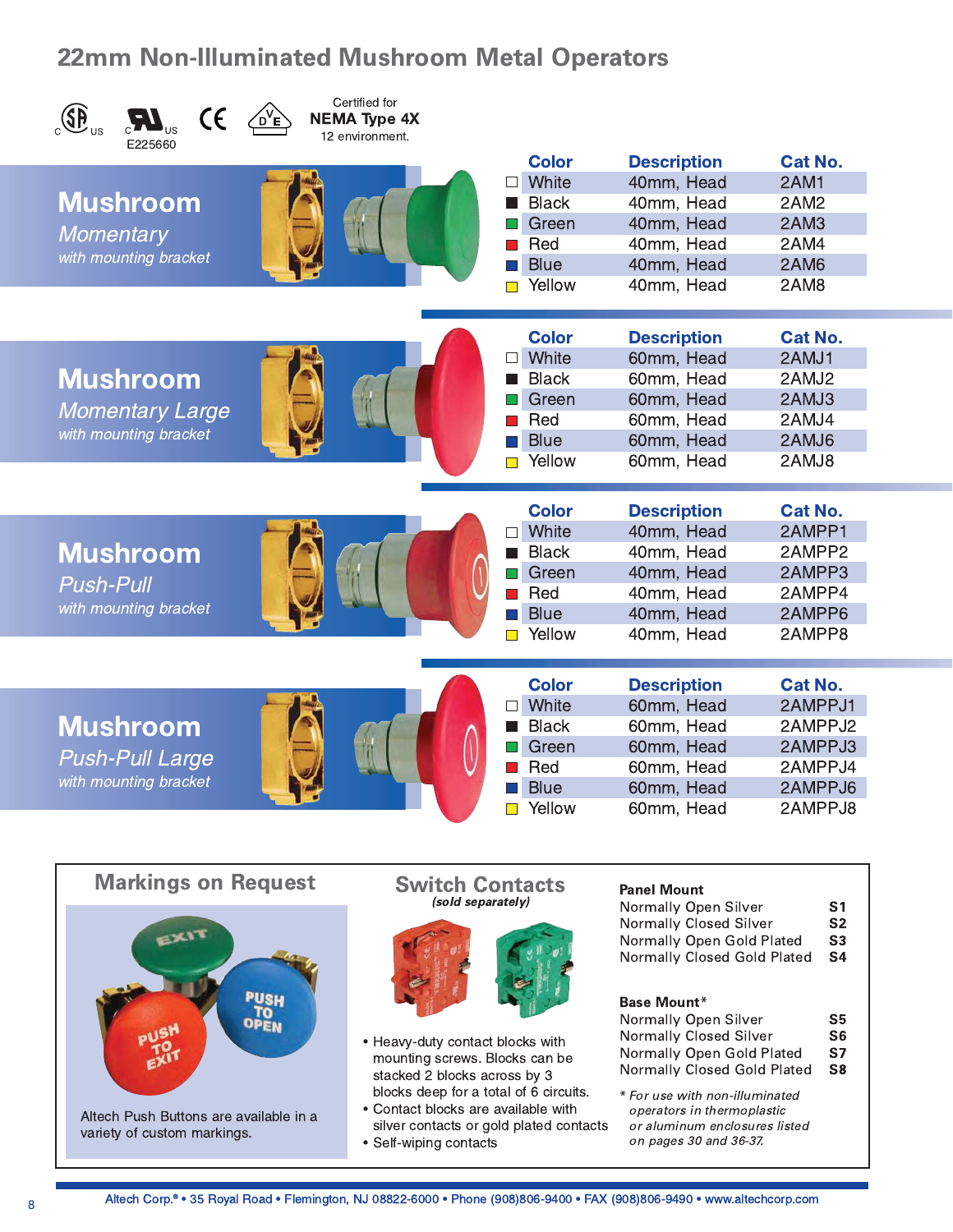# 22mm Non-Illuminated Mushroom Metal Operators

c US E225660 CE

Certified for **NEMA Type 4X** 12 environment.

## Mushroom
*Momentary*
*with mounting bracket*

| Color | Description | Cat No. |
|---|---|---|
| White | 40mm, Head | 2AM1 |
| Black | 40mm, Head | 2AM2 |
| Green | 40mm, Head | 2AM3 |
| Red | 40mm, Head | 2AM4 |
| Blue | 40mm, Head | 2AM6 |
| Yellow | 40mm, Head | 2AM8 |

## Mushroom
*Momentary Large*
*with mounting bracket*

| Color | Description | Cat No. |
|---|---|---|
| White | 60mm, Head | 2AMJ1 |
| Black | 60mm, Head | 2AMJ2 |
| Green | 60mm, Head | 2AMJ3 |
| Red | 60mm, Head | 2AMJ4 |
| Blue | 60mm, Head | 2AMJ6 |
| Yellow | 60mm, Head | 2AMJ8 |

## Mushroom
*Push-Pull*
*with mounting bracket*

| Color | Description | Cat No. |
|---|---|---|
| White | 40mm, Head | 2AMPP1 |
| Black | 40mm, Head | 2AMPP2 |
| Green | 40mm, Head | 2AMPP3 |
| Red | 40mm, Head | 2AMPP4 |
| Blue | 40mm, Head | 2AMPP6 |
| Yellow | 40mm, Head | 2AMPP8 |

## Mushroom
*Push-Pull Large*
*with mounting bracket*

| Color | Description | Cat No. |
|---|---|---|
| White | 60mm, Head | 2AMPPJ1 |
| Black | 60mm, Head | 2AMPPJ2 |
| Green | 60mm, Head | 2AMPPJ3 |
| Red | 60mm, Head | 2AMPPJ4 |
| Blue | 60mm, Head | 2AMPPJ6 |
| Yellow | 60mm, Head | 2AMPPJ8 |

## Markings on Request

Altech Push Buttons are available in a variety of custom markings.

## Switch Contacts
*(sold separately)*

- Heavy-duty contact blocks with mounting screws. Blocks can be stacked 2 blocks across by 3 blocks deep for a total of 6 circuits.
- Contact blocks are available with silver contacts or gold plated contacts
- Self-wiping contacts

**Panel Mount**

| | |
|---|---|
| Normally Open Silver | **S1** |
| Normally Closed Silver | **S2** |
| Normally Open Gold Plated | **S3** |
| Normally Closed Gold Plated | **S4** |

**Base Mount***

| | |
|---|---|
| Normally Open Silver | **S5** |
| Normally Closed Silver | **S6** |
| Normally Open Gold Plated | **S7** |
| Normally Closed Gold Plated | **S8** |

*\* For use with non-illuminated operators in thermoplastic or aluminum enclosures listed on pages 30 and 36-37.*

Altech Corp.® • 35 Royal Road • Flemington, NJ 08822-6000 • Phone (908)806-9400 • FAX (908)806-9490 • www.altechcorp.com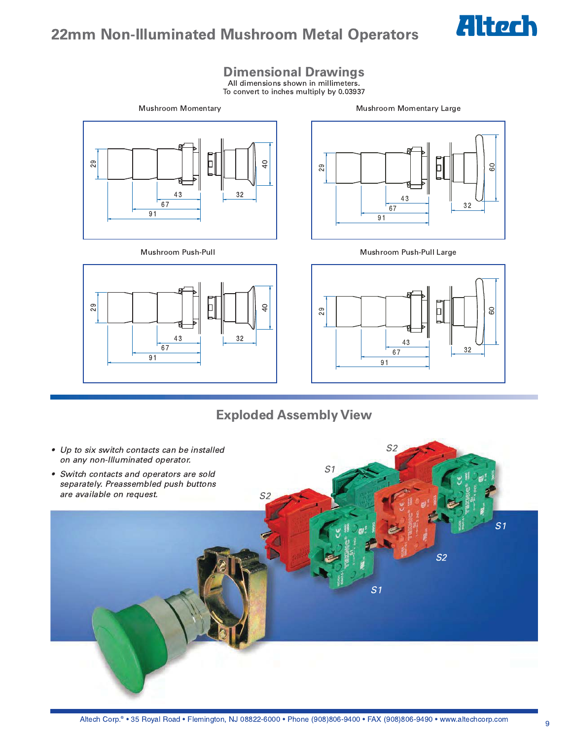# 22mm Non-Illuminated Mushroom Metal Operators

## Dimensional Drawings

All dimensions shown in millimeters.
To convert to inches multiply by 0.03937

Mushroom Momentary

Mushroom Momentary Large

Mushroom Push-Pull

Mushroom Push-Pull Large

## Exploded Assembly View

- *Up to six switch contacts can be installed on any non-Illuminated operator.*
- *Switch contacts and operators are sold separately. Preassembled push buttons are available on request.*

Altech Corp.® • 35 Royal Road • Flemington, NJ 08822-6000 • Phone (908)806-9400 • FAX (908)806-9490 • www.altechcorp.com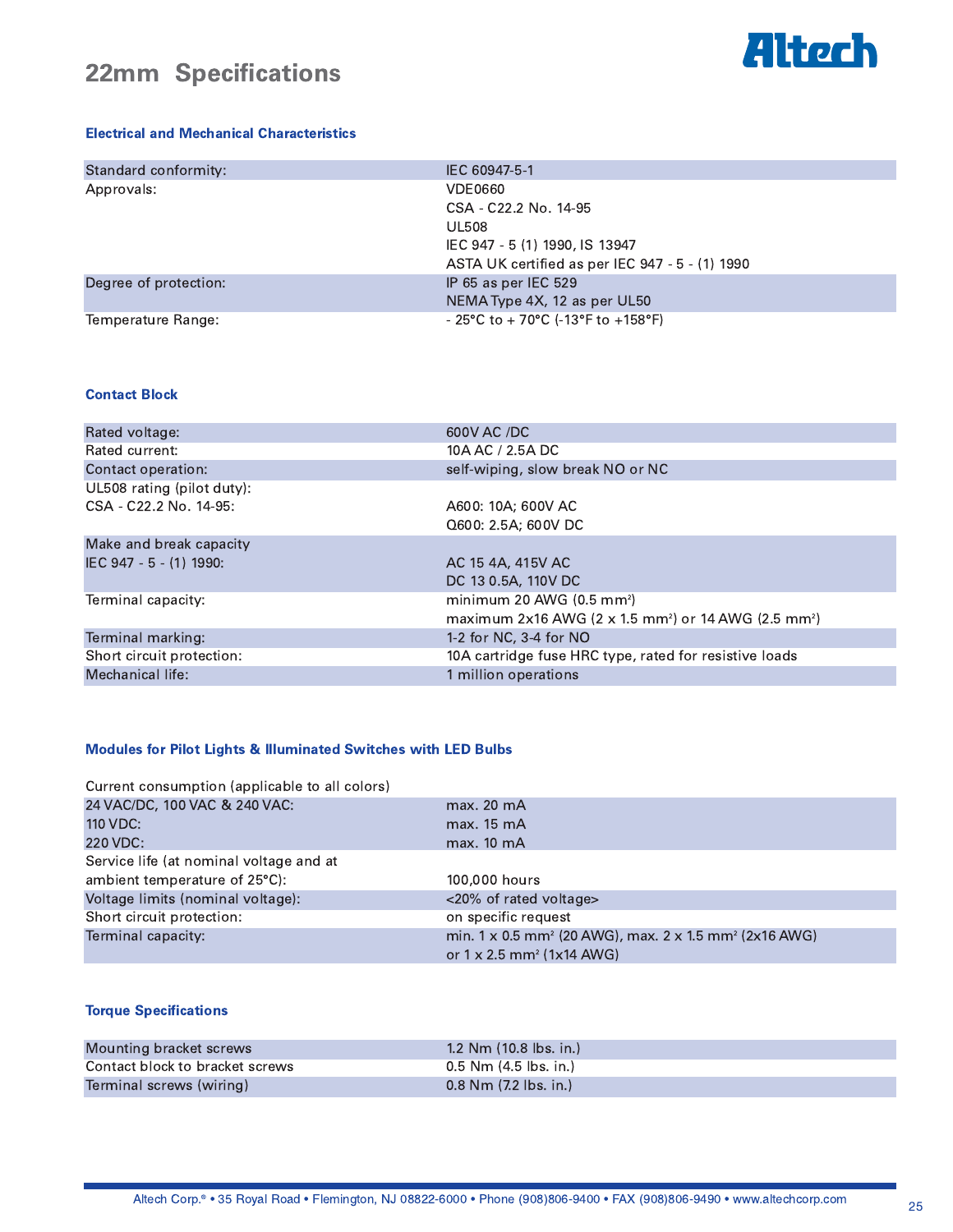# 22mm Specifications

Altech

### Electrical and Mechanical Characteristics

| | |
|---|---|
| Standard conformity: | IEC 60947-5-1 |
| Approvals: | VDE0660<br>CSA - C22.2 No. 14-95<br>UL508<br>IEC 947 - 5 (1) 1990, IS 13947<br>ASTA UK certified as per IEC 947 - 5 - (1) 1990 |
| Degree of protection: | IP 65 as per IEC 529<br>NEMA Type 4X, 12 as per UL50 |
| Temperature Range: | - 25°C to + 70°C (-13°F to +158°F) |

### Contact Block

| | |
|---|---|
| Rated voltage: | 600V AC /DC |
| Rated current: | 10A AC / 2.5A DC |
| Contact operation: | self-wiping, slow break NO or NC |
| UL508 rating (pilot duty):<br>CSA - C22.2 No. 14-95: | A600: 10A; 600V AC<br>Q600: 2.5A; 600V DC |
| Make and break capacity<br>IEC 947 - 5 - (1) 1990: | AC 15 4A, 415V AC<br>DC 13 0.5A, 110V DC |
| Terminal capacity: | minimum 20 AWG (0.5 mm²)<br>maximum 2x16 AWG (2 x 1.5 mm²) or 14 AWG (2.5 mm²) |
| Terminal marking: | 1-2 for NC, 3-4 for NO |
| Short circuit protection: | 10A cartridge fuse HRC type, rated for resistive loads |
| Mechanical life: | 1 million operations |

### Modules for Pilot Lights & Illuminated Switches with LED Bulbs

| | |
|---|---|
| Current consumption (applicable to all colors) | |
| 24 VAC/DC, 100 VAC & 240 VAC: | max. 20 mA |
| 110 VDC: | max. 15 mA |
| 220 VDC: | max. 10 mA |
| Service life (at nominal voltage and at ambient temperature of 25°C): | 100,000 hours |
| Voltage limits (nominal voltage): | <20% of rated voltage> |
| Short circuit protection: | on specific request |
| Terminal capacity: | min. 1 x 0.5 mm² (20 AWG), max. 2 x 1.5 mm² (2x16 AWG) or 1 x 2.5 mm² (1x14 AWG) |

### Torque Specifications

| | |
|---|---|
| Mounting bracket screws | 1.2 Nm (10.8 lbs. in.) |
| Contact block to bracket screws | 0.5 Nm (4.5 lbs. in.) |
| Terminal screws (wiring) | 0.8 Nm (7.2 lbs. in.) |

Altech Corp.® • 35 Royal Road • Flemington, NJ 08822-6000 • Phone (908)806-9400 • FAX (908)806-9490 • www.altechcorp.com